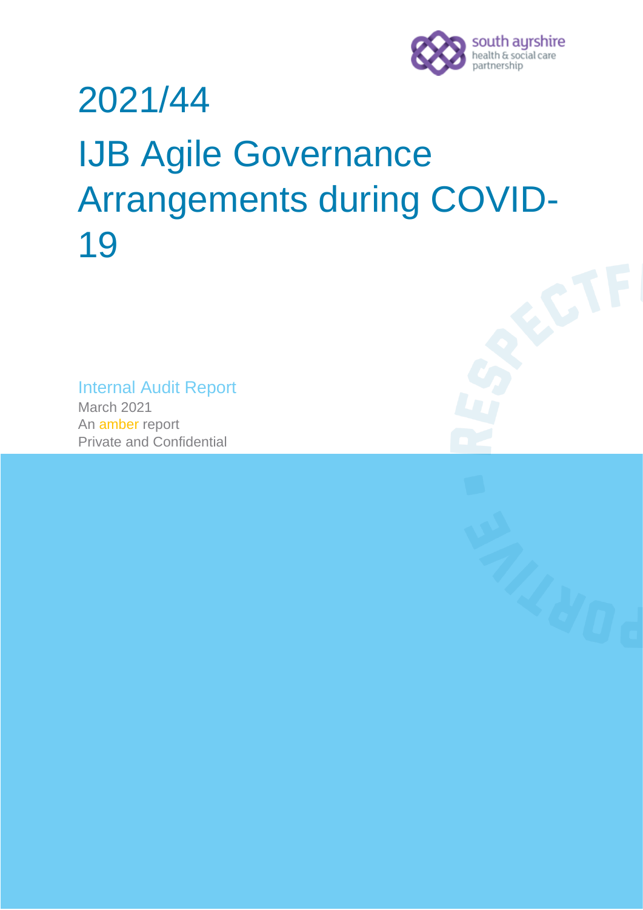south ayrshire health & social care partnership

# 2021/44

# IJB Agile Governance Arrangements during COVID-19

Internal Audit Report

March 2021

An amber report

Private and Confidential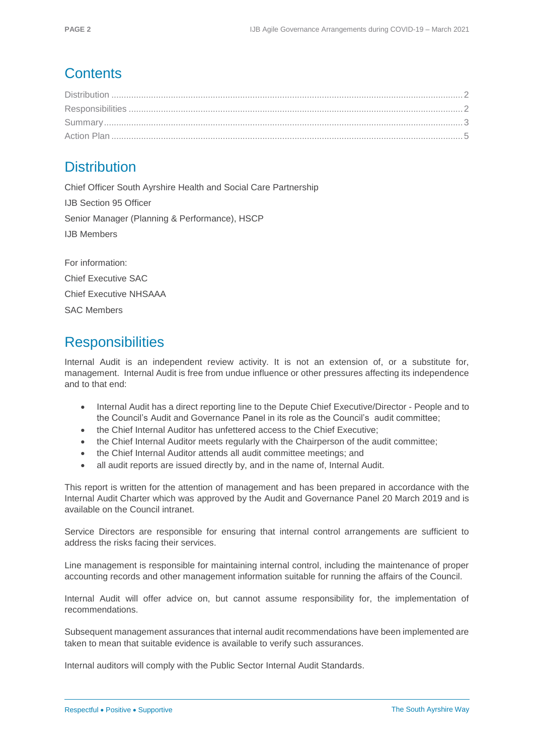## Contents

Distribution ..... 2
Responsibilities ..... 2
Summary ..... 3
Action Plan ..... 5

## Distribution

Chief Officer South Ayrshire Health and Social Care Partnership
IJB Section 95 Officer
Senior Manager (Planning & Performance), HSCP
IJB Members

For information:
Chief Executive SAC
Chief Executive NHSAAA
SAC Members

## Responsibilities

Internal Audit is an independent review activity. It is not an extension of, or a substitute for, management. Internal Audit is free from undue influence or other pressures affecting its independence and to that end:

- Internal Audit has a direct reporting line to the Depute Chief Executive/Director - People and to the Council's Audit and Governance Panel in its role as the Council's audit committee;
- the Chief Internal Auditor has unfettered access to the Chief Executive;
- the Chief Internal Auditor meets regularly with the Chairperson of the audit committee;
- the Chief Internal Auditor attends all audit committee meetings; and
- all audit reports are issued directly by, and in the name of, Internal Audit.

This report is written for the attention of management and has been prepared in accordance with the Internal Audit Charter which was approved by the Audit and Governance Panel 20 March 2019 and is available on the Council intranet.

Service Directors are responsible for ensuring that internal control arrangements are sufficient to address the risks facing their services.

Line management is responsible for maintaining internal control, including the maintenance of proper accounting records and other management information suitable for running the affairs of the Council.

Internal Audit will offer advice on, but cannot assume responsibility for, the implementation of recommendations.

Subsequent management assurances that internal audit recommendations have been implemented are taken to mean that suitable evidence is available to verify such assurances.

Internal auditors will comply with the Public Sector Internal Audit Standards.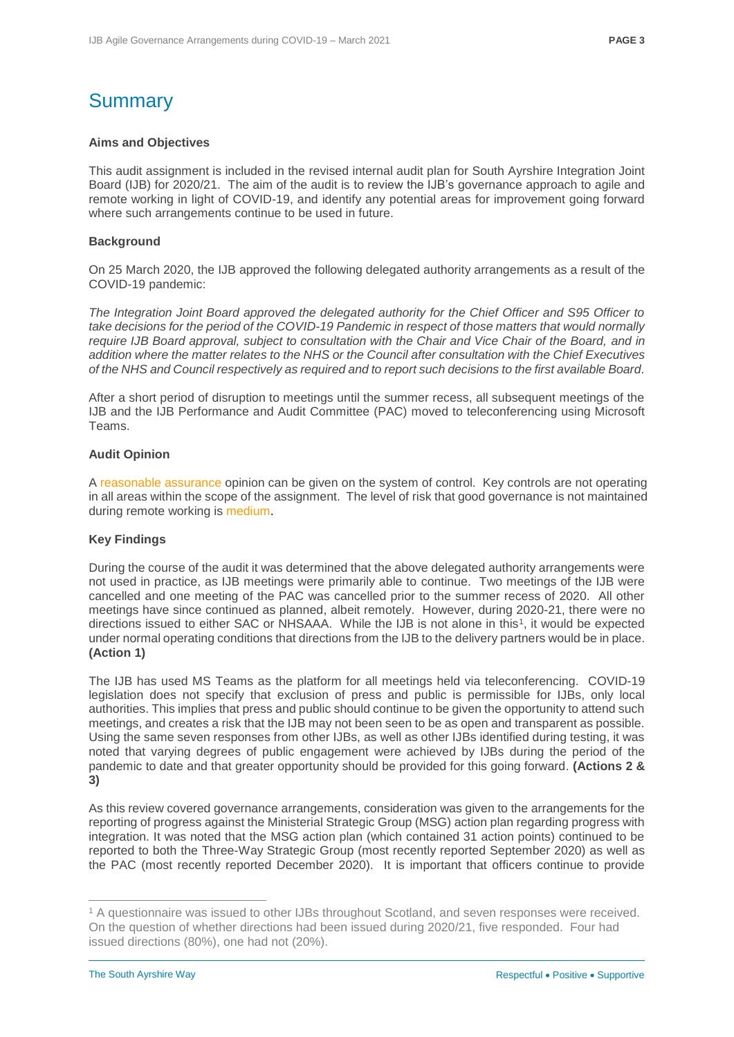# Summary

**Aims and Objectives**

This audit assignment is included in the revised internal audit plan for South Ayrshire Integration Joint Board (IJB) for 2020/21. The aim of the audit is to review the IJB's governance approach to agile and remote working in light of COVID-19, and identify any potential areas for improvement going forward where such arrangements continue to be used in future.

**Background**

On 25 March 2020, the IJB approved the following delegated authority arrangements as a result of the COVID-19 pandemic:

*The Integration Joint Board approved the delegated authority for the Chief Officer and S95 Officer to take decisions for the period of the COVID-19 Pandemic in respect of those matters that would normally require IJB Board approval, subject to consultation with the Chair and Vice Chair of the Board, and in addition where the matter relates to the NHS or the Council after consultation with the Chief Executives of the NHS and Council respectively as required and to report such decisions to the first available Board.*

After a short period of disruption to meetings until the summer recess, all subsequent meetings of the IJB and the IJB Performance and Audit Committee (PAC) moved to teleconferencing using Microsoft Teams.

**Audit Opinion**

A reasonable assurance opinion can be given on the system of control. Key controls are not operating in all areas within the scope of the assignment. The level of risk that good governance is not maintained during remote working is medium.

**Key Findings**

During the course of the audit it was determined that the above delegated authority arrangements were not used in practice, as IJB meetings were primarily able to continue. Two meetings of the IJB were cancelled and one meeting of the PAC was cancelled prior to the summer recess of 2020. All other meetings have since continued as planned, albeit remotely. However, during 2020-21, there were no directions issued to either SAC or NHSAAA. While the IJB is not alone in this[1], it would be expected under normal operating conditions that directions from the IJB to the delivery partners would be in place. **(Action 1)**

The IJB has used MS Teams as the platform for all meetings held via teleconferencing. COVID-19 legislation does not specify that exclusion of press and public is permissible for IJBs, only local authorities. This implies that press and public should continue to be given the opportunity to attend such meetings, and creates a risk that the IJB may not been seen to be as open and transparent as possible. Using the same seven responses from other IJBs, as well as other IJBs identified during testing, it was noted that varying degrees of public engagement were achieved by IJBs during the period of the pandemic to date and that greater opportunity should be provided for this going forward. **(Actions 2 & 3)**

As this review covered governance arrangements, consideration was given to the arrangements for the reporting of progress against the Ministerial Strategic Group (MSG) action plan regarding progress with integration. It was noted that the MSG action plan (which contained 31 action points) continued to be reported to both the Three-Way Strategic Group (most recently reported September 2020) as well as the PAC (most recently reported December 2020). It is important that officers continue to provide

[1] A questionnaire was issued to other IJBs throughout Scotland, and seven responses were received. On the question of whether directions had been issued during 2020/21, five responded. Four had issued directions (80%), one had not (20%).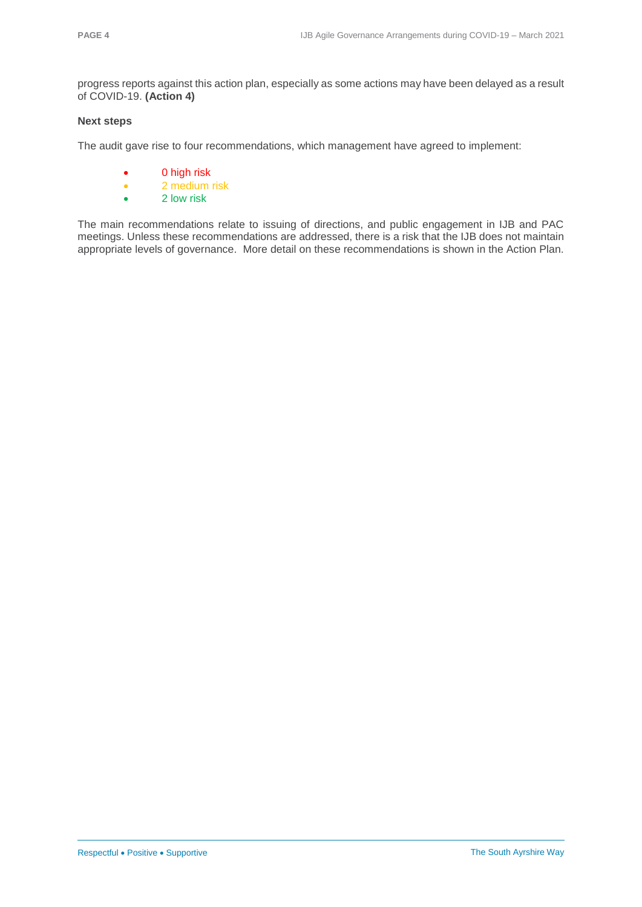progress reports against this action plan, especially as some actions may have been delayed as a result of COVID-19. **(Action 4)**

**Next steps**

The audit gave rise to four recommendations, which management have agreed to implement:

- 0 high risk
- 2 medium risk
- 2 low risk

The main recommendations relate to issuing of directions, and public engagement in IJB and PAC meetings. Unless these recommendations are addressed, there is a risk that the IJB does not maintain appropriate levels of governance. More detail on these recommendations is shown in the Action Plan.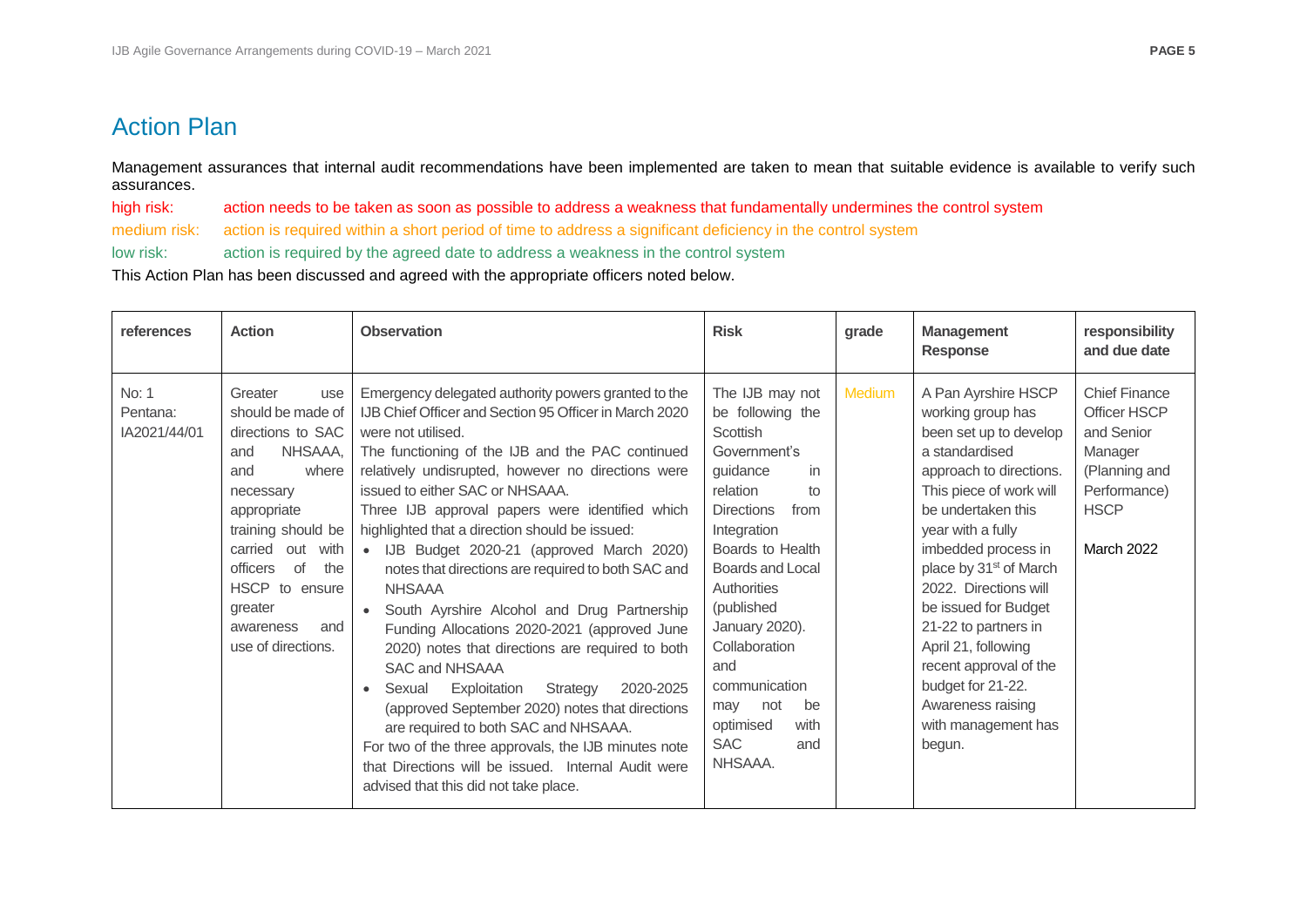## Action Plan

Management assurances that internal audit recommendations have been implemented are taken to mean that suitable evidence is available to verify such assurances.

high risk: action needs to be taken as soon as possible to address a weakness that fundamentally undermines the control system

medium risk: action is required within a short period of time to address a significant deficiency in the control system

low risk: action is required by the agreed date to address a weakness in the control system

This Action Plan has been discussed and agreed with the appropriate officers noted below.

| references | Action | Observation | Risk | grade | Management Response | responsibility and due date |
|---|---|---|---|---|---|---|
| No: 1<br>Pentana: IA2021/44/01 | Greater use should be made of directions to SAC and NHSAAA, and where necessary appropriate training should be carried out with officers of the HSCP to ensure greater awareness and use of directions. | Emergency delegated authority powers granted to the IJB Chief Officer and Section 95 Officer in March 2020 were not utilised.<br>The functioning of the IJB and the PAC continued relatively undisrupted, however no directions were issued to either SAC or NHSAAA.<br>Three IJB approval papers were identified which highlighted that a direction should be issued:<br>• IJB Budget 2020-21 (approved March 2020) notes that directions are required to both SAC and NHSAAA<br>• South Ayrshire Alcohol and Drug Partnership Funding Allocations 2020-2021 (approved June 2020) notes that directions are required to both SAC and NHSAAA<br>• Sexual Exploitation Strategy 2020-2025 (approved September 2020) notes that directions are required to both SAC and NHSAAA.<br>For two of the three approvals, the IJB minutes note that Directions will be issued. Internal Audit were advised that this did not take place. | The IJB may not be following the Scottish Government's guidance in relation to Directions from Integration Boards to Health Boards and Local Authorities (published January 2020). Collaboration and communication may not be optimised with SAC and NHSAAA. | Medium | A Pan Ayrshire HSCP working group has been set up to develop a standardised approach to directions. This piece of work will be undertaken this year with a fully imbedded process in place by 31st of March 2022. Directions will be issued for Budget 21-22 to partners in April 21, following recent approval of the budget for 21-22. Awareness raising with management has begun. | Chief Finance Officer HSCP and Senior Manager (Planning and Performance) HSCP<br><br>March 2022 |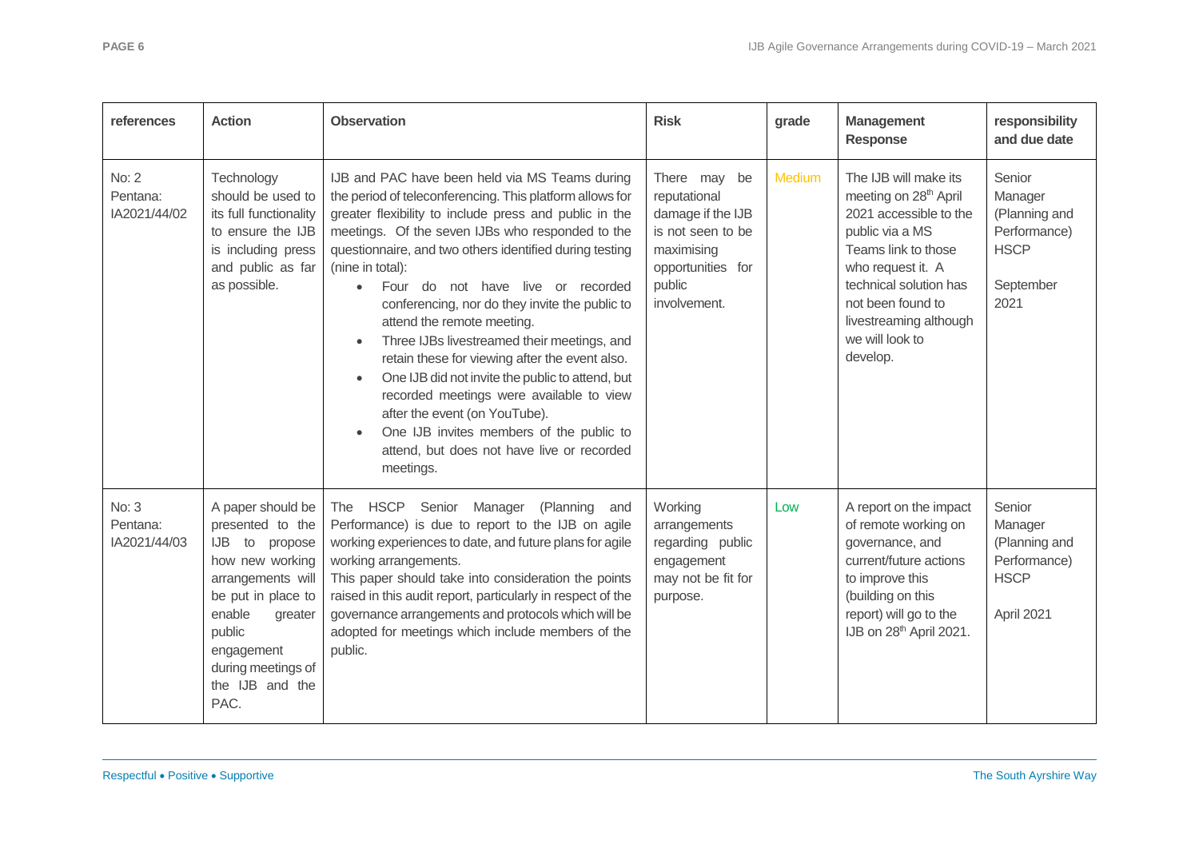| references | Action | Observation | Risk | grade | Management Response | responsibility and due date |
|---|---|---|---|---|---|---|
| No: 2<br>Pentana: IA2021/44/02 | Technology should be used to its full functionality to ensure the IJB is including press and public as far as possible. | IJB and PAC have been held via MS Teams during the period of teleconferencing. This platform allows for greater flexibility to include press and public in the meetings. Of the seven IJBs who responded to the questionnaire, and two others identified during testing (nine in total):<br>• Four do not have live or recorded conferencing, nor do they invite the public to attend the remote meeting.<br>• Three IJBs livestreamed their meetings, and retain these for viewing after the event also.<br>• One IJB did not invite the public to attend, but recorded meetings were available to view after the event (on YouTube).<br>• One IJB invites members of the public to attend, but does not have live or recorded meetings. | There may be reputational damage if the IJB is not seen to be maximising opportunities for public involvement. | Medium | The IJB will make its meeting on 28th April 2021 accessible to the public via a MS Teams link to those who request it. A technical solution has not been found to livestreaming although we will look to develop. | Senior Manager (Planning and Performance) HSCP<br><br>September 2021 |
| No: 3<br>Pentana: IA2021/44/03 | A paper should be presented to the IJB to propose how new working arrangements will be put in place to enable greater public engagement during meetings of the IJB and the PAC. | The HSCP Senior Manager (Planning and Performance) is due to report to the IJB on agile working experiences to date, and future plans for agile working arrangements.<br>This paper should take into consideration the points raised in this audit report, particularly in respect of the governance arrangements and protocols which will be adopted for meetings which include members of the public. | Working arrangements regarding public engagement may not be fit for purpose. | Low | A report on the impact of remote working on governance, and current/future actions to improve this (building on this report) will go to the IJB on 28th April 2021. | Senior Manager (Planning and Performance) HSCP<br><br>April 2021 |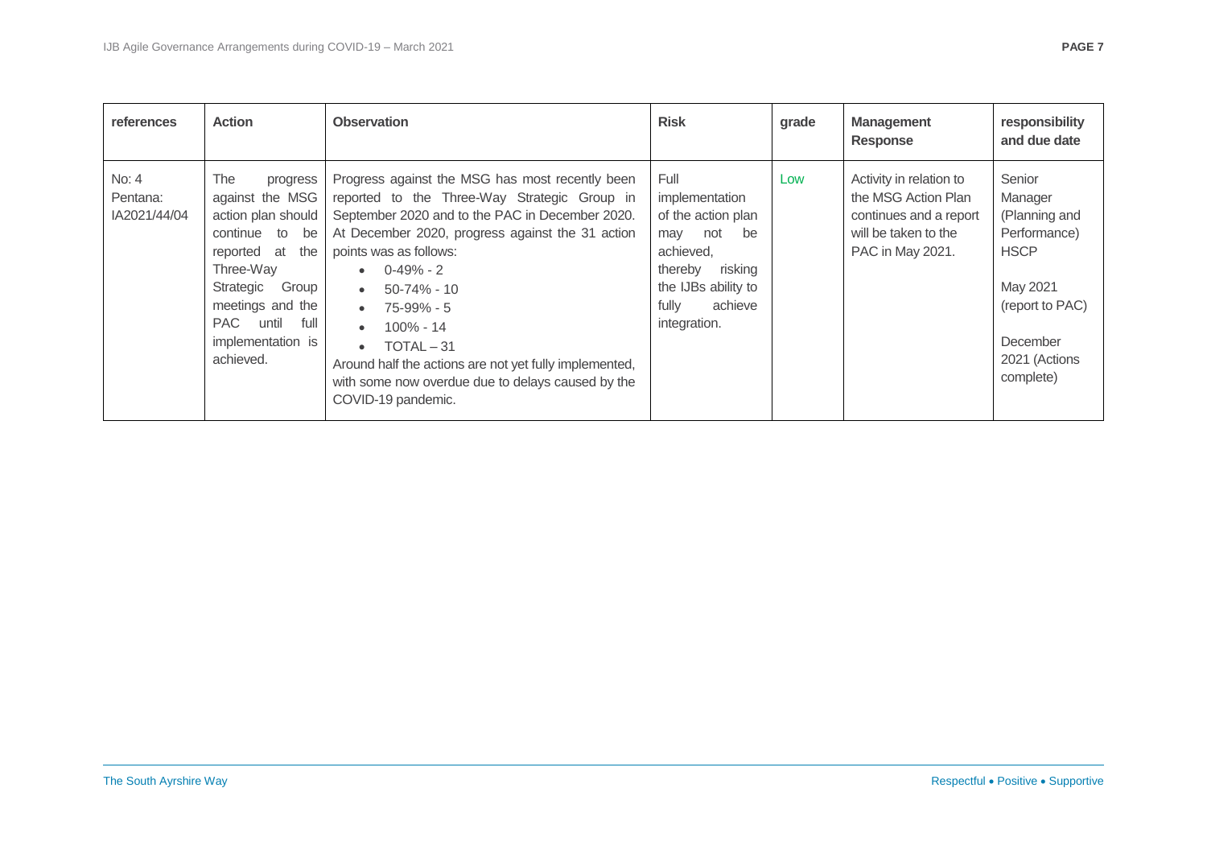| references | Action | Observation | Risk | grade | Management Response | responsibility and due date |
|---|---|---|---|---|---|---|
| No: 4<br>Pentana: IA2021/44/04 | The progress against the MSG action plan should continue to be reported at the Three-Way Strategic Group meetings and the PAC until full implementation is achieved. | Progress against the MSG has most recently been reported to the Three-Way Strategic Group in September 2020 and to the PAC in December 2020. At December 2020, progress against the 31 action points was as follows:<br>• 0-49% - 2<br>• 50-74% - 10<br>• 75-99% - 5<br>• 100% - 14<br>• TOTAL – 31<br>Around half the actions are not yet fully implemented, with some now overdue due to delays caused by the COVID-19 pandemic. | Full implementation of the action plan may not be achieved, thereby risking the IJBs ability to fully achieve integration. | Low | Activity in relation to the MSG Action Plan continues and a report will be taken to the PAC in May 2021. | Senior Manager (Planning and Performance) HSCP<br><br>May 2021 (report to PAC)<br><br>December 2021 (Actions complete) |